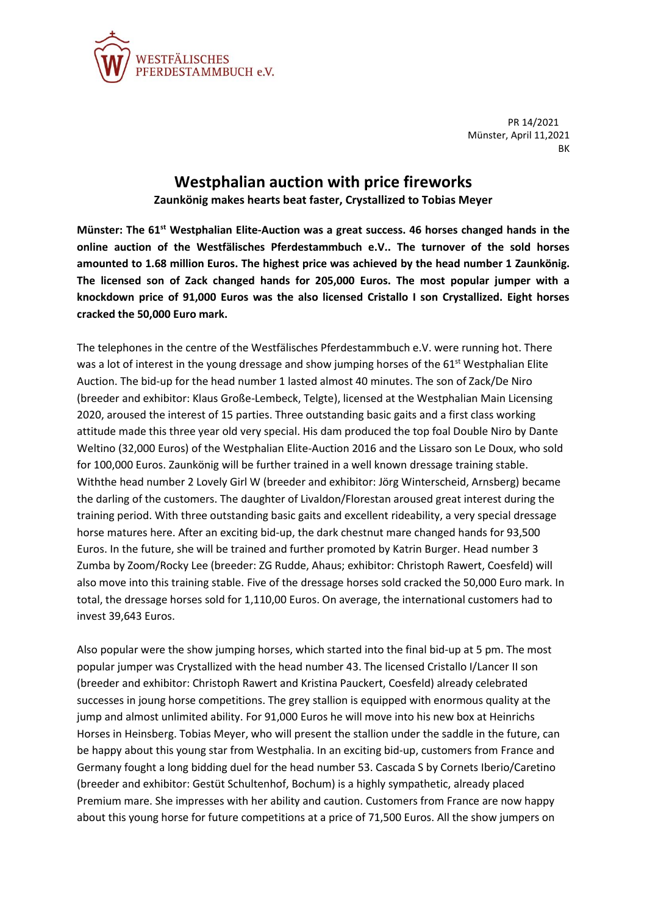WESTFÄLISCHES PFERDESTAMMBUCH e.V.

PR 14/2021
Münster, April 11,2021
BK

# Westphalian auction with price fireworks

**Zaunkönig makes hearts beat faster, Crystallized to Tobias Meyer**

**Münster: The 61st Westphalian Elite-Auction was a great success. 46 horses changed hands in the online auction of the Westfälisches Pferdestammbuch e.V.. The turnover of the sold horses amounted to 1.68 million Euros. The highest price was achieved by the head number 1 Zaunkönig. The licensed son of Zack changed hands for 205,000 Euros. The most popular jumper with a knockdown price of 91,000 Euros was the also licensed Cristallo I son Crystallized. Eight horses cracked the 50,000 Euro mark.**

The telephones in the centre of the Westfälisches Pferdestammbuch e.V. were running hot. There was a lot of interest in the young dressage and show jumping horses of the 61st Westphalian Elite Auction. The bid-up for the head number 1 lasted almost 40 minutes. The son of Zack/De Niro (breeder and exhibitor: Klaus Große-Lembeck, Telgte), licensed at the Westphalian Main Licensing 2020, aroused the interest of 15 parties. Three outstanding basic gaits and a first class working attitude made this three year old very special. His dam produced the top foal Double Niro by Dante Weltino (32,000 Euros) of the Westphalian Elite-Auction 2016 and the Lissaro son Le Doux, who sold for 100,000 Euros. Zaunkönig will be further trained in a well known dressage training stable. Withthe head number 2 Lovely Girl W (breeder and exhibitor: Jörg Winterscheid, Arnsberg) became the darling of the customers. The daughter of Livaldon/Florestan aroused great interest during the training period. With three outstanding basic gaits and excellent rideability, a very special dressage horse matures here. After an exciting bid-up, the dark chestnut mare changed hands for 93,500 Euros. In the future, she will be trained and further promoted by Katrin Burger. Head number 3 Zumba by Zoom/Rocky Lee (breeder: ZG Rudde, Ahaus; exhibitor: Christoph Rawert, Coesfeld) will also move into this training stable. Five of the dressage horses sold cracked the 50,000 Euro mark. In total, the dressage horses sold for 1,110,00 Euros. On average, the international customers had to invest 39,643 Euros.

Also popular were the show jumping horses, which started into the final bid-up at 5 pm. The most popular jumper was Crystallized with the head number 43. The licensed Cristallo I/Lancer II son (breeder and exhibitor: Christoph Rawert and Kristina Pauckert, Coesfeld) already celebrated successes in joung horse competitions. The grey stallion is equipped with enormous quality at the jump and almost unlimited ability. For 91,000 Euros he will move into his new box at Heinrichs Horses in Heinsberg. Tobias Meyer, who will present the stallion under the saddle in the future, can be happy about this young star from Westphalia. In an exciting bid-up, customers from France and Germany fought a long bidding duel for the head number 53. Cascada S by Cornets Iberio/Caretino (breeder and exhibitor: Gestüt Schultenhof, Bochum) is a highly sympathetic, already placed Premium mare. She impresses with her ability and caution. Customers from France are now happy about this young horse for future competitions at a price of 71,500 Euros. All the show jumpers on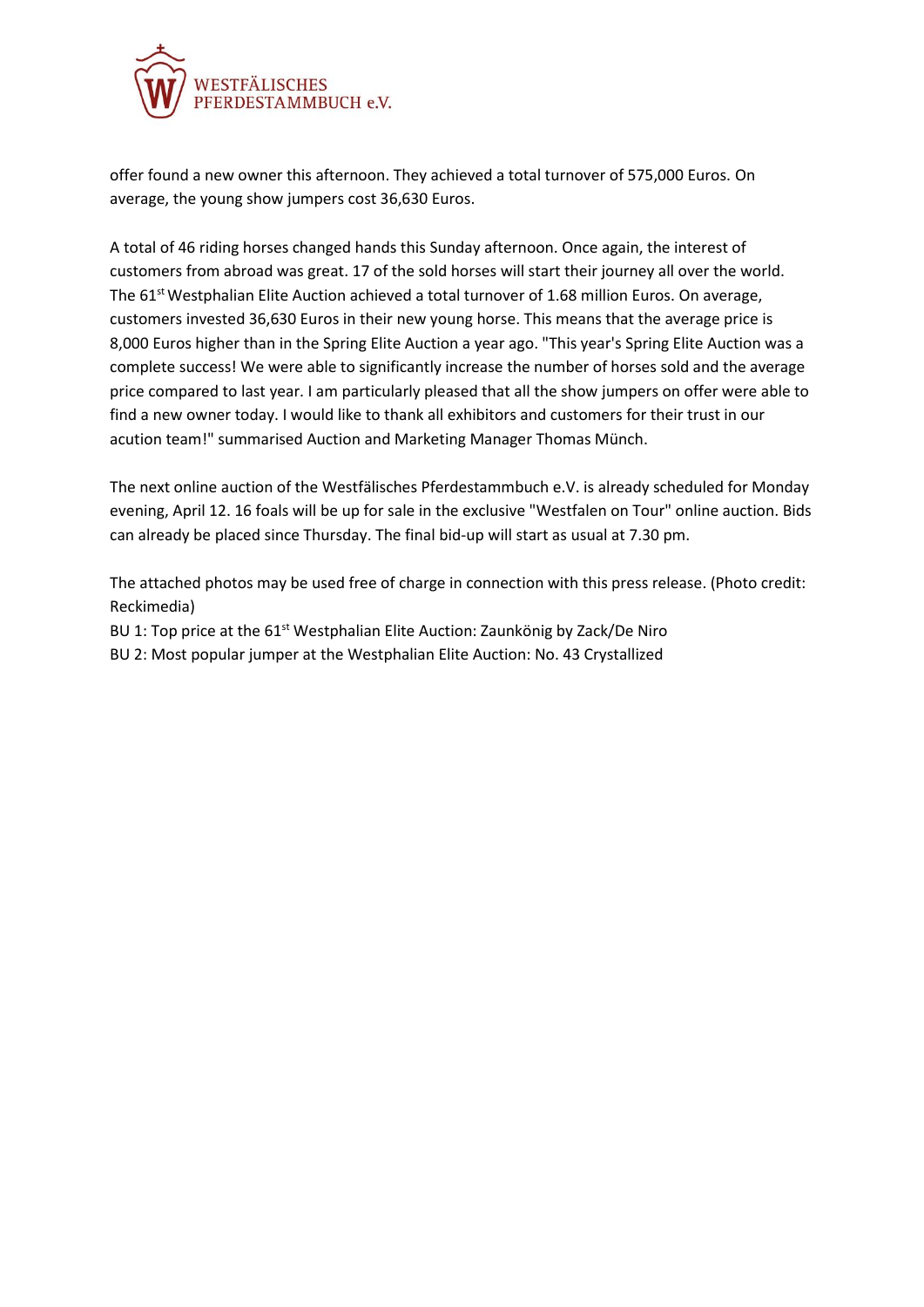offer found a new owner this afternoon. They achieved a total turnover of 575,000 Euros. On average, the young show jumpers cost 36,630 Euros.

A total of 46 riding horses changed hands this Sunday afternoon. Once again, the interest of customers from abroad was great. 17 of the sold horses will start their journey all over the world. The 61st Westphalian Elite Auction achieved a total turnover of 1.68 million Euros. On average, customers invested 36,630 Euros in their new young horse. This means that the average price is 8,000 Euros higher than in the Spring Elite Auction a year ago. "This year's Spring Elite Auction was a complete success! We were able to significantly increase the number of horses sold and the average price compared to last year. I am particularly pleased that all the show jumpers on offer were able to find a new owner today. I would like to thank all exhibitors and customers for their trust in our acution team!" summarised Auction and Marketing Manager Thomas Münch.

The next online auction of the Westfälisches Pferdestammbuch e.V. is already scheduled for Monday evening, April 12. 16 foals will be up for sale in the exclusive "Westfalen on Tour" online auction. Bids can already be placed since Thursday. The final bid-up will start as usual at 7.30 pm.

The attached photos may be used free of charge in connection with this press release. (Photo credit: Reckimedia)

BU 1: Top price at the 61st Westphalian Elite Auction: Zaunkönig by Zack/De Niro

BU 2: Most popular jumper at the Westphalian Elite Auction: No. 43 Crystallized